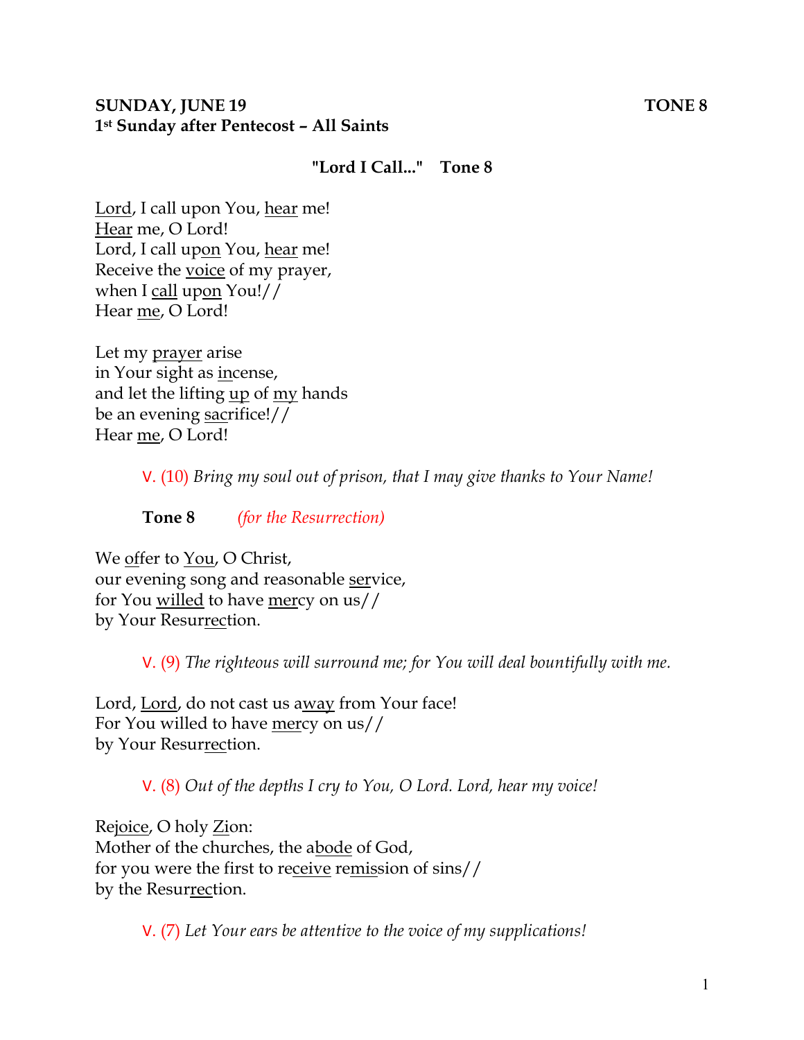**SUNDAY, JUNE 19** **TONE 8**
**1st Sunday after Pentecost – All Saints**

**"Lord I Call..." Tone 8**

Lord, I call upon You, hear me!
Hear me, O Lord!
Lord, I call upon You, hear me!
Receive the voice of my prayer,
when I call upon You!//
Hear me, O Lord!

Let my prayer arise
in Your sight as incense,
and let the lifting up of my hands
be an evening sacrifice!//
Hear me, O Lord!

V. (10) *Bring my soul out of prison, that I may give thanks to Your Name!*

**Tone 8** *(for the Resurrection)*

We offer to You, O Christ,
our evening song and reasonable service,
for You willed to have mercy on us//
by Your Resurrection.

V. (9) *The righteous will surround me; for You will deal bountifully with me.*

Lord, Lord, do not cast us away from Your face!
For You willed to have mercy on us//
by Your Resurrection.

V. (8) *Out of the depths I cry to You, O Lord. Lord, hear my voice!*

Rejoice, O holy Zion:
Mother of the churches, the abode of God,
for you were the first to receive remission of sins//
by the Resurrection.

V. (7) *Let Your ears be attentive to the voice of my supplications!*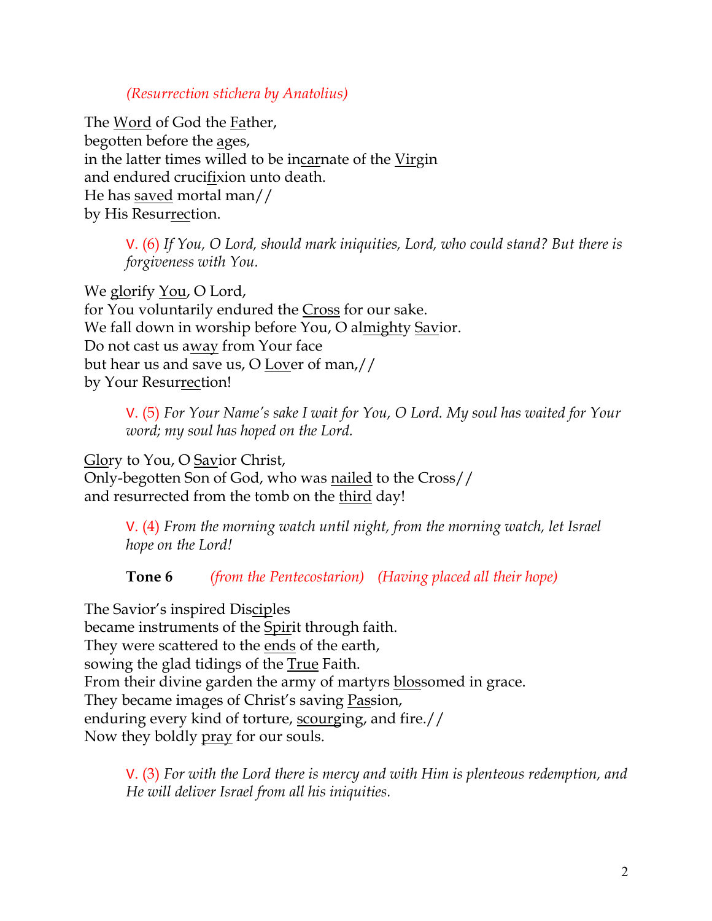*(Resurrection stichera by Anatolius)*

The Word of God the Father,
begotten before the ages,
in the latter times willed to be incarnate of the Virgin
and endured crucifixion unto death.
He has saved mortal man//
by His Resurrection.

> V. (6) *If You, O Lord, should mark iniquities, Lord, who could stand? But there is forgiveness with You.*

We glorify You, O Lord,
for You voluntarily endured the Cross for our sake.
We fall down in worship before You, O almighty Savior.
Do not cast us away from Your face
but hear us and save us, O Lover of man,//
by Your Resurrection!

> V. (5) *For Your Name's sake I wait for You, O Lord. My soul has waited for Your word; my soul has hoped on the Lord.*

Glory to You, O Savior Christ,
Only-begotten Son of God, who was nailed to the Cross//
and resurrected from the tomb on the third day!

> V. (4) *From the morning watch until night, from the morning watch, let Israel hope on the Lord!*

**Tone 6** *(from the Pentecostarion)* *(Having placed all their hope)*

The Savior's inspired Disciples
became instruments of the Spirit through faith.
They were scattered to the ends of the earth,
sowing the glad tidings of the True Faith.
From their divine garden the army of martyrs blossomed in grace.
They became images of Christ's saving Passion,
enduring every kind of torture, scourging, and fire.//
Now they boldly pray for our souls.

> V. (3) *For with the Lord there is mercy and with Him is plenteous redemption, and He will deliver Israel from all his iniquities.*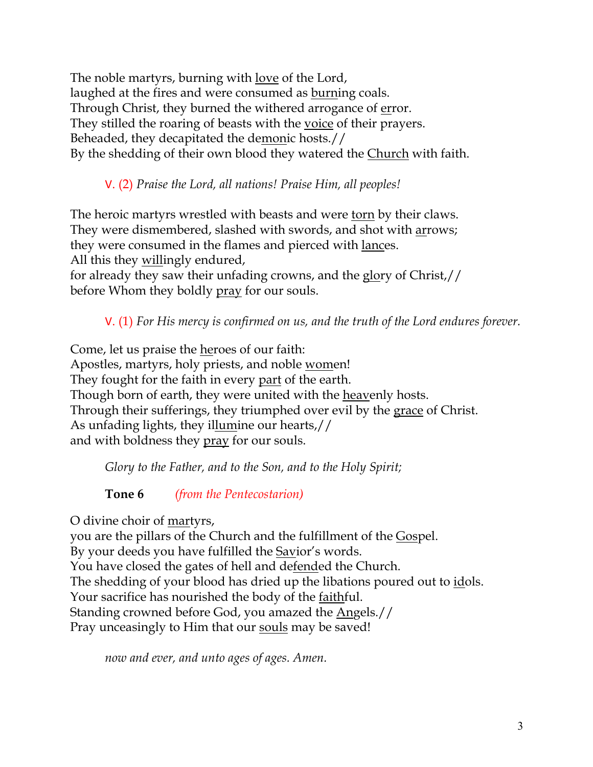The noble martyrs, burning with love of the Lord,
laughed at the fires and were consumed as burning coals.
Through Christ, they burned the withered arrogance of error.
They stilled the roaring of beasts with the voice of their prayers.
Beheaded, they decapitated the demonic hosts.//
By the shedding of their own blood they watered the Church with faith.

V. (2) *Praise the Lord, all nations! Praise Him, all peoples!*

The heroic martyrs wrestled with beasts and were torn by their claws.
They were dismembered, slashed with swords, and shot with arrows;
they were consumed in the flames and pierced with lances.
All this they willingly endured,
for already they saw their unfading crowns, and the glory of Christ,//
before Whom they boldly pray for our souls.

V. (1) *For His mercy is confirmed on us, and the truth of the Lord endures forever.*

Come, let us praise the heroes of our faith:
Apostles, martyrs, holy priests, and noble women!
They fought for the faith in every part of the earth.
Though born of earth, they were united with the heavenly hosts.
Through their sufferings, they triumphed over evil by the grace of Christ.
As unfading lights, they illumine our hearts,//
and with boldness they pray for our souls.

*Glory to the Father, and to the Son, and to the Holy Spirit;*

**Tone 6** *(from the Pentecostarion)*

O divine choir of martyrs,
you are the pillars of the Church and the fulfillment of the Gospel.
By your deeds you have fulfilled the Savior's words.
You have closed the gates of hell and defended the Church.
The shedding of your blood has dried up the libations poured out to idols.
Your sacrifice has nourished the body of the faithful.
Standing crowned before God, you amazed the Angels.//
Pray unceasingly to Him that our souls may be saved!

*now and ever, and unto ages of ages. Amen.*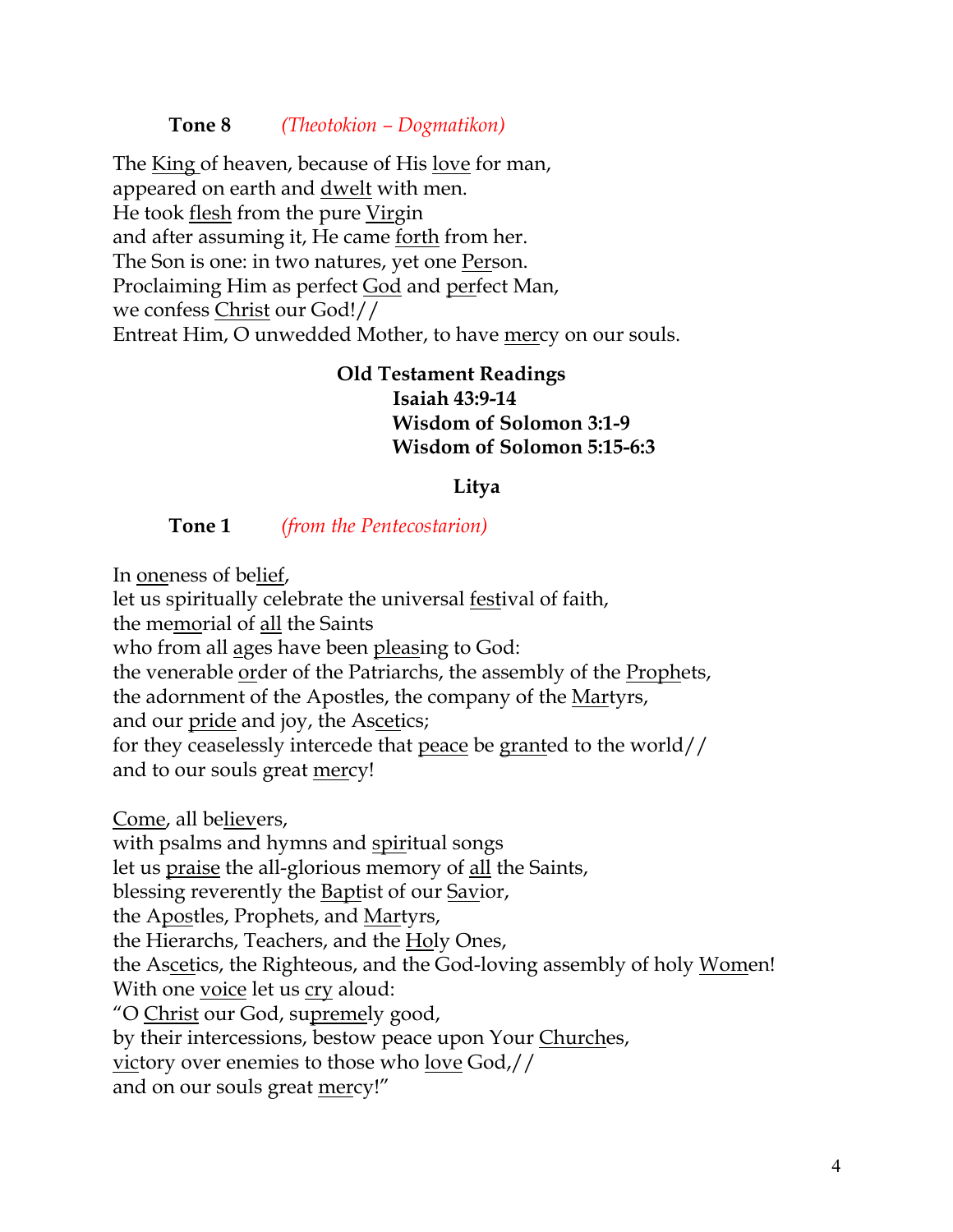**Tone 8** *(Theotokion – Dogmatikon)*

The King of heaven, because of His love for man,
appeared on earth and dwelt with men.
He took flesh from the pure Virgin
and after assuming it, He came forth from her.
The Son is one: in two natures, yet one Person.
Proclaiming Him as perfect God and perfect Man,
we confess Christ our God!//
Entreat Him, O unwedded Mother, to have mercy on our souls.

**Old Testament Readings**
**Isaiah 43:9-14**
**Wisdom of Solomon 3:1-9**
**Wisdom of Solomon 5:15-6:3**

**Litya**

**Tone 1** *(from the Pentecostarion)*

In oneness of belief,
let us spiritually celebrate the universal festival of faith,
the memorial of all the Saints
who from all ages have been pleasing to God:
the venerable order of the Patriarchs, the assembly of the Prophets,
the adornment of the Apostles, the company of the Martyrs,
and our pride and joy, the Ascetics;
for they ceaselessly intercede that peace be granted to the world//
and to our souls great mercy!

Come, all believers,
with psalms and hymns and spiritual songs
let us praise the all-glorious memory of all the Saints,
blessing reverently the Baptist of our Savior,
the Apostles, Prophets, and Martyrs,
the Hierarchs, Teachers, and the Holy Ones,
the Ascetics, the Righteous, and the God-loving assembly of holy Women!
With one voice let us cry aloud:
"O Christ our God, supremely good,
by their intercessions, bestow peace upon Your Churches,
victory over enemies to those who love God,//
and on our souls great mercy!"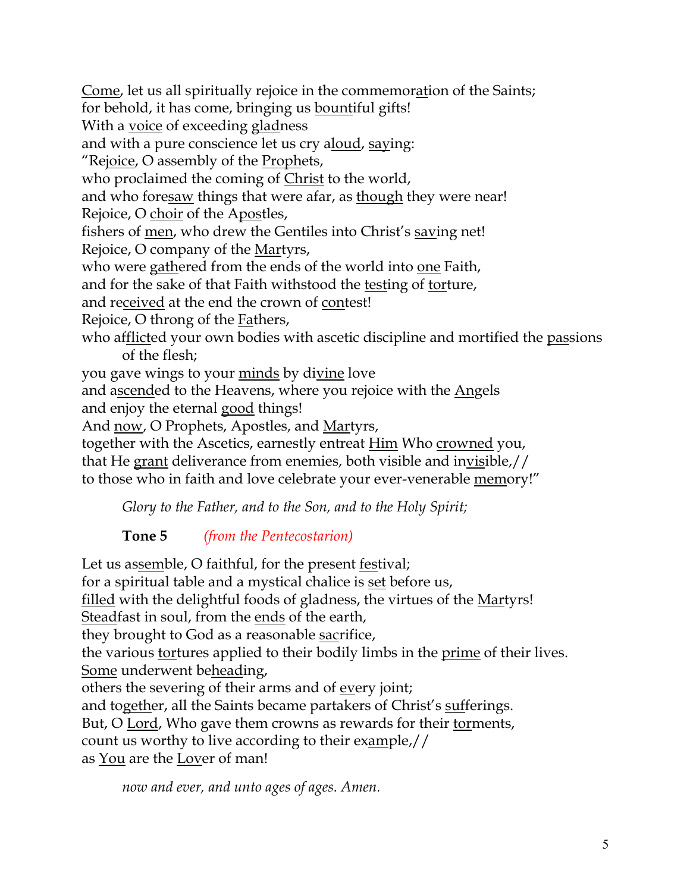Come, let us all spiritually rejoice in the commemoration of the Saints;
for behold, it has come, bringing us bountiful gifts!
With a voice of exceeding gladness
and with a pure conscience let us cry aloud, saying:
"Rejoice, O assembly of the Prophets,
who proclaimed the coming of Christ to the world,
and who foresaw things that were afar, as though they were near!
Rejoice, O choir of the Apostles,
fishers of men, who drew the Gentiles into Christ's saving net!
Rejoice, O company of the Martyrs,
who were gathered from the ends of the world into one Faith,
and for the sake of that Faith withstood the testing of torture,
and received at the end the crown of contest!
Rejoice, O throng of the Fathers,
who afflicted your own bodies with ascetic discipline and mortified the passions of the flesh;
you gave wings to your minds by divine love
and ascended to the Heavens, where you rejoice with the Angels
and enjoy the eternal good things!
And now, O Prophets, Apostles, and Martyrs,
together with the Ascetics, earnestly entreat Him Who crowned you,
that He grant deliverance from enemies, both visible and invisible,//
to those who in faith and love celebrate your ever-venerable memory!"

*Glory to the Father, and to the Son, and to the Holy Spirit;*

**Tone 5** *(from the Pentecostarion)*

Let us assemble, O faithful, for the present festival;
for a spiritual table and a mystical chalice is set before us,
filled with the delightful foods of gladness, the virtues of the Martyrs!
Steadfast in soul, from the ends of the earth,
they brought to God as a reasonable sacrifice,
the various tortures applied to their bodily limbs in the prime of their lives.
Some underwent beheading,
others the severing of their arms and of every joint;
and together, all the Saints became partakers of Christ's sufferings.
But, O Lord, Who gave them crowns as rewards for their torments,
count us worthy to live according to their example,//
as You are the Lover of man!

*now and ever, and unto ages of ages. Amen.*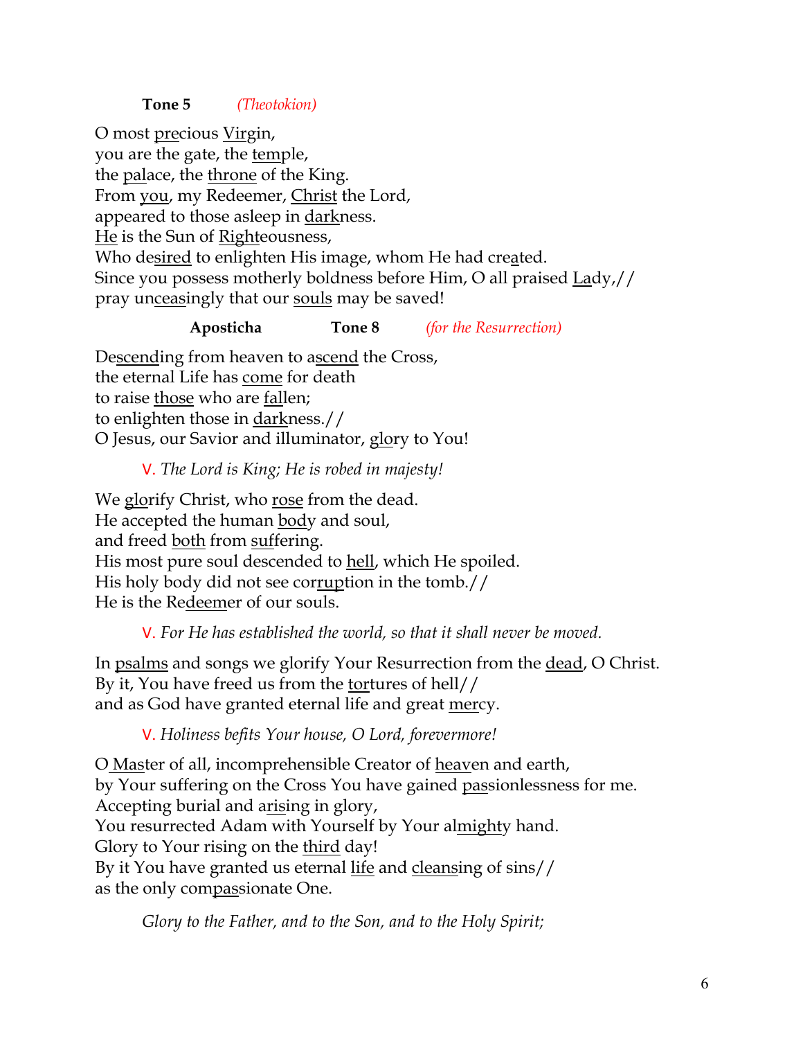**Tone 5** *(Theotokion)*

O most precious Virgin,
you are the gate, the temple,
the palace, the throne of the King.
From you, my Redeemer, Christ the Lord,
appeared to those asleep in darkness.
He is the Sun of Righteousness,
Who desired to enlighten His image, whom He had created.
Since you possess motherly boldness before Him, O all praised Lady,//
pray unceasingly that our souls may be saved!

**Aposticha** **Tone 8** *(for the Resurrection)*

Descending from heaven to ascend the Cross,
the eternal Life has come for death
to raise those who are fallen;
to enlighten those in darkness.//
O Jesus, our Savior and illuminator, glory to You!

V. *The Lord is King; He is robed in majesty!*

We glorify Christ, who rose from the dead.
He accepted the human body and soul,
and freed both from suffering.
His most pure soul descended to hell, which He spoiled.
His holy body did not see corruption in the tomb.//
He is the Redeemer of our souls.

V. *For He has established the world, so that it shall never be moved.*

In psalms and songs we glorify Your Resurrection from the dead, O Christ.
By it, You have freed us from the tortures of hell//
and as God have granted eternal life and great mercy.

V. *Holiness befits Your house, O Lord, forevermore!*

O Master of all, incomprehensible Creator of heaven and earth,
by Your suffering on the Cross You have gained passionlessness for me.
Accepting burial and arising in glory,
You resurrected Adam with Yourself by Your almighty hand.
Glory to Your rising on the third day!
By it You have granted us eternal life and cleansing of sins//
as the only compassionate One.

*Glory to the Father, and to the Son, and to the Holy Spirit;*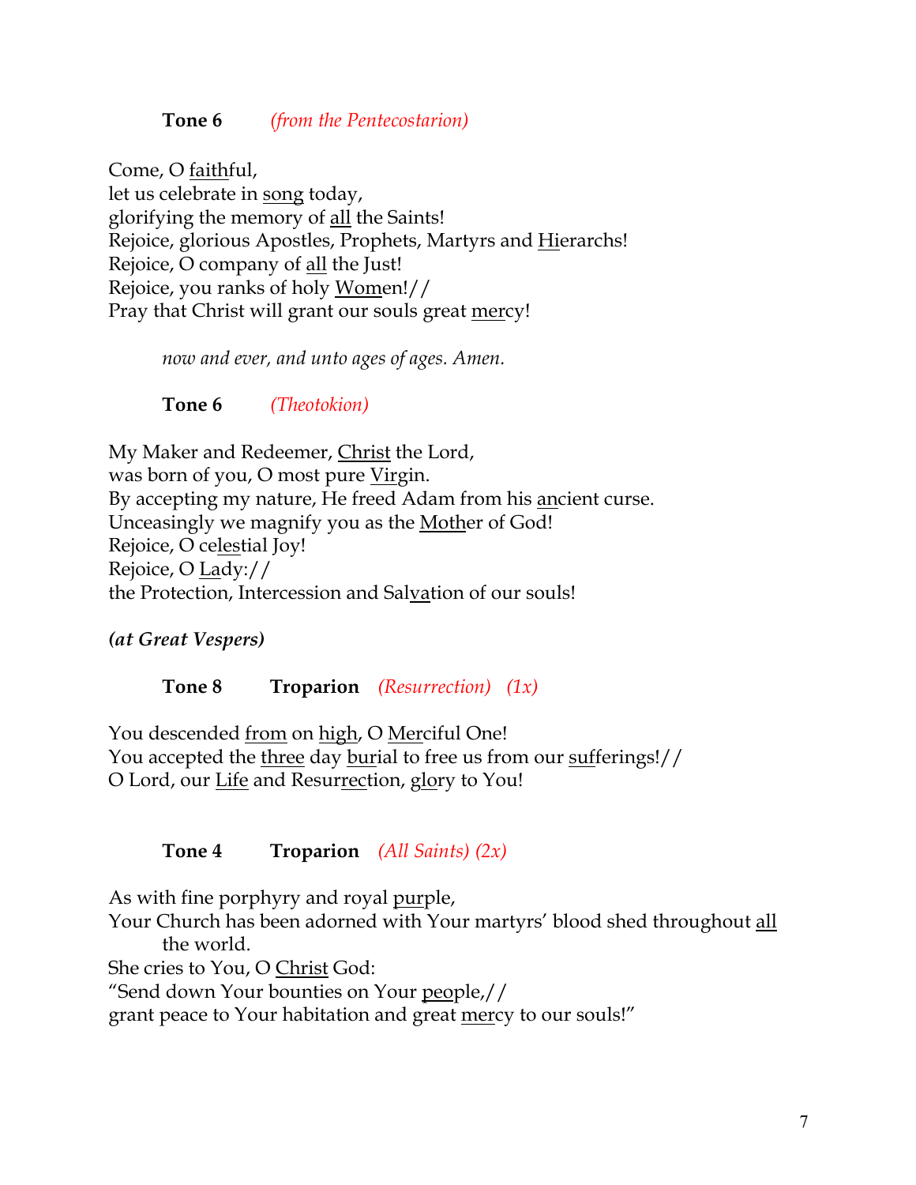**Tone 6** *(from the Pentecostarion)*

Come, O faithful,
let us celebrate in song today,
glorifying the memory of all the Saints!
Rejoice, glorious Apostles, Prophets, Martyrs and Hierarchs!
Rejoice, O company of all the Just!
Rejoice, you ranks of holy Women!//
Pray that Christ will grant our souls great mercy!

*now and ever, and unto ages of ages. Amen.*

**Tone 6** *(Theotokion)*

My Maker and Redeemer, Christ the Lord,
was born of you, O most pure Virgin.
By accepting my nature, He freed Adam from his ancient curse.
Unceasingly we magnify you as the Mother of God!
Rejoice, O celestial Joy!
Rejoice, O Lady://
the Protection, Intercession and Salvation of our souls!

***(at Great Vespers)***

**Tone 8** **Troparion** *(Resurrection)* *(1x)*

You descended from on high, O Merciful One!
You accepted the three day burial to free us from our sufferings!//
O Lord, our Life and Resurrection, glory to You!

**Tone 4** **Troparion** *(All Saints) (2x)*

As with fine porphyry and royal purple,
Your Church has been adorned with Your martyrs' blood shed throughout all the world.
She cries to You, O Christ God:
"Send down Your bounties on Your people,//
grant peace to Your habitation and great mercy to our souls!"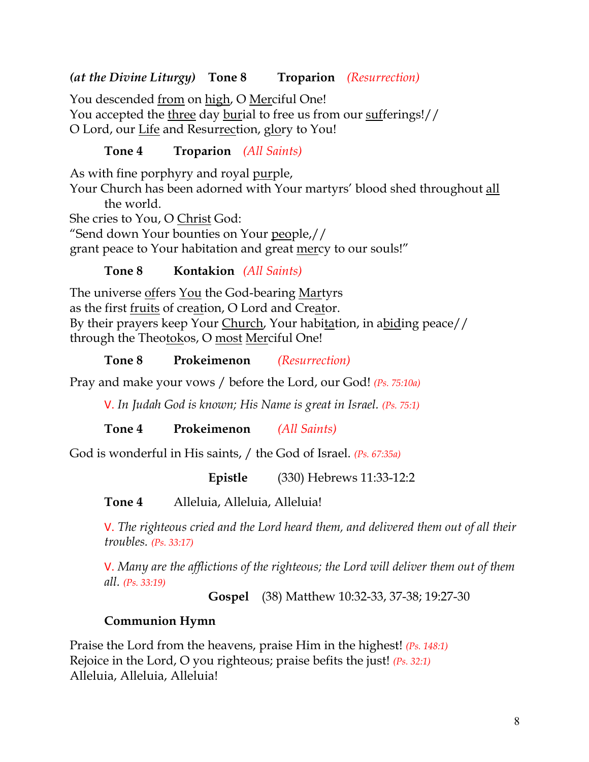***(at the Divine Liturgy)* Tone 8 Troparion** *(Resurrection)*

You descended from on high, O Merciful One!
You accepted the three day burial to free us from our sufferings!//
O Lord, our Life and Resurrection, glory to You!

**Tone 4 Troparion** *(All Saints)*

As with fine porphyry and royal purple,
Your Church has been adorned with Your martyrs' blood shed throughout all the world.
She cries to You, O Christ God:
"Send down Your bounties on Your people,//
grant peace to Your habitation and great mercy to our souls!"

**Tone 8 Kontakion** *(All Saints)*

The universe offers You the God-bearing Martyrs
as the first fruits of creation, O Lord and Creator.
By their prayers keep Your Church, Your habitation, in abiding peace//
through the Theotokos, O most Merciful One!

**Tone 8 Prokeimenon** *(Resurrection)*

Pray and make your vows / before the Lord, our God! *(Ps. 75:10a)*

V. *In Judah God is known; His Name is great in Israel.* *(Ps. 75:1)*

**Tone 4 Prokeimenon** *(All Saints)*

God is wonderful in His saints, / the God of Israel. *(Ps. 67:35a)*

**Epistle** (330) Hebrews 11:33-12:2

**Tone 4** Alleluia, Alleluia, Alleluia!

V. *The righteous cried and the Lord heard them, and delivered them out of all their troubles.* *(Ps. 33:17)*

V. *Many are the afflictions of the righteous; the Lord will deliver them out of them all.* *(Ps. 33:19)*

**Gospel** (38) Matthew 10:32-33, 37-38; 19:27-30

**Communion Hymn**

Praise the Lord from the heavens, praise Him in the highest! *(Ps. 148:1)*
Rejoice in the Lord, O you righteous; praise befits the just! *(Ps. 32:1)*
Alleluia, Alleluia, Alleluia!